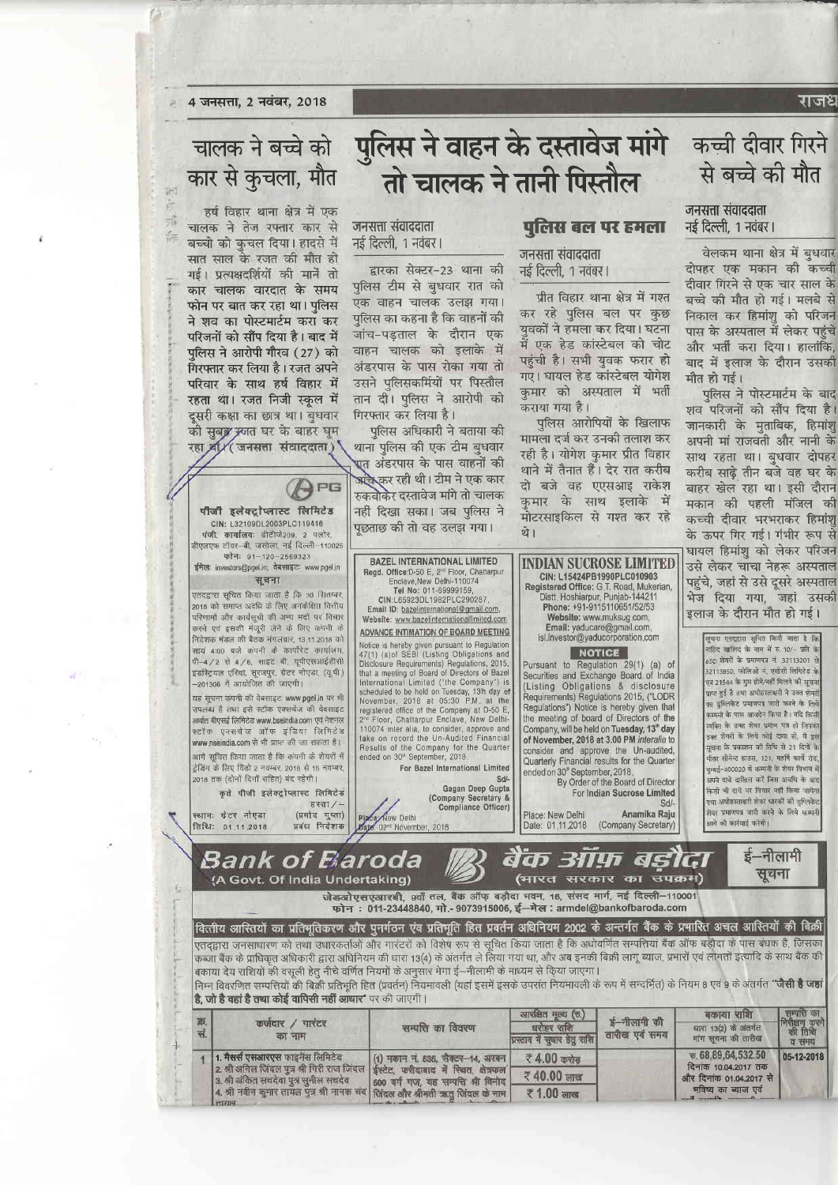# चालक ने बच्चे को कार से कुचला, मौत

हर्ष विहार थाना क्षेत्र में एक चालक ने तेज रफ्तार कार से बच्चो को कुचल दिया। हादसे में सात साल के रजत की मौत हो गई। प्रत्यक्षदर्शियों की मानें तो कार चालक वारदात के समय फोन पर बात कर रहा था। पुलिस ने शव का पोस्टमार्टम करा कर परिजनों को सौंप दिया है। बाद में पुलिस ने आरोपी गौरव (27) को गिरफ्तार कर लिया है। रजत अपने परिवार के साथ हर्ष विहार में रहता था। रजत निजी स्कूल में दूसरी कक्षा का छात्र था। बुधवार की सुबह रजत घर के बाहर घूम रहा था। (जनसत्ता संवाददाता)

# पुलिस ने वाहन के दस्तावेज मांगे तो चालक ने तानी पिस्तौल

जनसत्ता संवाददाता
नई दिल्ली, 1 नवंबर।

द्वारका सेक्टर-23 थाना की पुलिस टीम से बुधवार रात को एक वाहन चालक उलझ गया। पुलिस का कहना है कि वाहनों की जांच-पड़ताल के दौरान एक वाहन चालक को इलाके में अंडरपास के पास रोका गया तो उसने पुलिसकर्मियों पर पिस्तौल तान दी। पुलिस ने आरोपी को गिरफ्तार कर लिया है।

पुलिस अधिकारी ने बताया की थाना पुलिस की एक टीम बुधवार रात अंडरपास के पास वाहनों की जांच कर रही थी। टीम ने एक कार रुकवाकर दस्तावेज मांगे तो चालक नहीं दिखा सका। जब पुलिस ने पूछताछ की तो वह उलझ गया।

## पुलिस बल पर हमला

जनसत्ता संवाददाता
नई दिल्ली, 1 नवंबर।

प्रीत विहार थाना क्षेत्र में गश्त कर रहे पुलिस बल पर कुछ युवकों ने हमला कर दिया। घटना में एक हेड कांस्टेबल को चोट पहुंची है। सभी युवक फरार हो गए। घायल हेड कांस्टेबल योगेश कुमार को अस्पताल में भर्ती कराया गया है।

पुलिस आरोपियों के खिलाफ मामला दर्ज कर उनकी तलाश कर रही है। योगेश कुमार प्रीत विहार थाने में तैनात हैं। देर रात करीब दो बजे वह एएसआइ राकेश कुमार के साथ इलाके में मोटरसाइकिल से गश्त कर रहे थे।

# कच्ची दीवार गिरने से बच्चे की मौत

जनसत्ता संवाददाता
नई दिल्ली, 1 नवंबर।

वेलकम थाना क्षेत्र में बुधवार दोपहर एक मकान की कच्ची दीवार गिरने से एक चार साल के बच्चे की मौत हो गई। मलबे से निकाल कर हिमांशु को परिजन पास के अस्पताल में लेकर पहुंचे और भर्ती करा दिया। हालांकि, बाद में इलाज के दौरान उसकी मौत हो गई।

पुलिस ने पोस्टमार्टम के बाद शव परिजनों को सौंप दिया है। जानकारी के मुताबिक, हिमांशु अपनी मां राजवती और नानी के साथ रहता था। बुधवार दोपहर करीब साढ़े तीन बजे वह घर के बाहर खेल रहा था। इसी दौरान मकान की पहली मंजिल की कच्ची दीवार भरभराकर हिमांशु के ऊपर गिर गई। गंभीर रूप से घायल हिमांशु को लेकर परिजन उसे लेकर चाचा नेहरू अस्पताल पहुंचे, जहां से उसे दूसरे अस्पताल भेज दिया गया, जहां उसकी इलाज के दौरान मौत हो गई।

---

**PG**

**पीजी इलेक्ट्रोप्लास्ट लिमिटेड**
CIN: L32109DL2003PLC119416
पंजी. कार्यालयः डीटीजे209, 2 फ्लोर, डीएलएफ टॉवर-बी, जसोला, नई दिल्ली-110025
फोनः 91-120-2569323
ईमेलः investors@pgel.in; वेबसाइटः www.pgel.in

**सूचना**

एतद्द्वारा सूचित किया जाता है कि 30 सितम्बर, 2018 को समाप्त अवधि के लिए अनंकेक्षित वित्तीय परिणामों और कार्यसूची की अन्य मदों पर विचार करने एवं इसकी मंजूरी लेने के लिए कंपनी के निदेशक मंडल की बैठक मंगलवार, 13.11.2018 को सायं 4:00 बजे कंपनी के कार्पोरेट कार्यालय, पी-4/2 से 4/6, साइट बी, यूपीएसआईडीसी इंडस्ट्रियल एरिया, सूरजपुर, ग्रेटर नोएडा, (यू.पी.) -201306 में आयोजित की जाएगी।

यह सूचना कंपनी की वेबसाइटः www.pgel.in पर भी उपलब्ध है तथा इसे स्टॉक एक्सचेंज की वेबसाइट अर्थात बीएसई लिमिटेड www.bseindia.com एवं नेशनल स्टॉक एक्सचेंज ऑफ इंडिया लिमिटेड www.nseindia.com से भी प्राप्त की जा सकता है।

आगे सूचित किया जाता है कि कंपनी के शेयरों में ट्रेडिंग के लिए विंडो 2 नवम्बर, 2018 से 15 नवम्बर, 2018 तक (दोनों दिनों सहित) बंद रहेगी।

कृते पीजी इलेक्ट्रोप्लास्ट लिमिटेड
हस्ता/-
स्थानः ग्रेटर नोएडा (प्रमोद गुप्ता)
तिथिः 01.11.2018 प्रबंध निदेशक

---

**BAZEL INTERNATIONAL LIMITED**
Regd. Office:D-50 E, 2nd Floor, Chattarpur Enclave,New Delhi-110074
Tel No: 011-69999159,
CIN:L65923DL1982PLC290287,
Email ID: bazelinternational@gmail.com,
Website: www.bazelinternationalltd.com

**ADVANCE INTIMATION OF BOARD MEETING**

Notice is hereby given pursuant to Regulation 47(1) (a)of SEBI (Listing Obligations and Disclosure Requirements) Regulations, 2015, that a meeting of Board of Directors of Bazel International Limited ("the Company") is scheduled to be held on Tuesday, 13th day of November, 2018 at 05:30 P.M. at the registered office of the Company at D-50 E, 2nd Floor, Chattarpur Enclave, New Delhi-110074 inter alia, to consider, approve and take on record the Un-Audited Financial Results of the Company for the Quarter ended on 30th September, 2018.

For Bazel International Limited
Sd/-
Gagan Deep Gupta
(Company Secretary & Compliance Officer)

Place: New Delhi
Date: 02nd November, 2018

---

**INDIAN SUCROSE LIMITED**
CIN: L15424PB1990PLC010903
Registered Office: G.T. Road, Mukerian, Distt. Hoshiarpur, Punjab-144211
Phone: +91-9115110651/52/53
Website: www.muksug.com,
Email: yaducare@gmail.com,
isl.investor@yaducorporation.com

**NOTICE**

Pursuant to Regulation 29(1) (a) of Securities and Exchange Board of India (Listing Obligations & disclosure Requirements) Regulations 2015, ("LODR Regulations") Notice is hereby given that the meeting of board of Directors of the Company, will be held on Tuesday, 13th day of November, 2018 at 3.00 PM *interalia* to consider and approve the Un-audited, Quarterly Financial results for the Quarter ended on 30th September, 2018.

By Order of the Board of Director
For Indian Sucrose Limited
Sd/-

Place: New Delhi Anamika Raju
Date: 01.11.2018 (Company Secretary)

---

सूचना एतद्द्वारा सूचित किया जाता है कि नोटिस खालिद के नाम में फ. 10/- प्रति के 650 शेयरों के प्रमाणपत्र नं. 32113201 से 32113850, फोलिओ नं. एसोशी लिमिटेड के एन 21544 के गुम होने/नहीं मिलने की सूचना प्राप्त हुई है तथा अधोहस्ताक्षरी ने उक्त शेयरों का डुप्लिकेट प्रमाणपत्र जारी करने के लिये कम्पनी के पास आवेदन किया है। यदि किसी व्यक्ति के उक्त शेयर प्रमाण पत्र से निजका उक्त शेयरों के लिये कोई दावा हो, वे इस सूचना के प्रकाशन की तिथि से 21 दिनों के भीतर सीमेन्ट हाउस, 121, महर्षि कर्वे रोड, मुम्बई-400020 में कम्पनी के शेयर विभाग में अपने दावे दाखिल करें जिस अवधि के बाद किसी भी दावे पर विचार नहीं किया जायेगा तथा अधोहस्ताक्षरी शेयर धारकों को डुप्लिकेट शेयर प्रमाणपत्र जारी करने के लिये कम्पनी आगे की कार्यवाई करेगी।

---

**Bank of Baroda** (A Govt. of India Undertaking) **बैंक ऑफ़ बड़ौदा** (भारत सरकार का उपक्रम) **ई-नीलामी सूचना**

जेडओएसएआरबी, 9वीं तल, बैंक ऑफ बड़ौदा भवन, 16, संसद मार्ग, नई दिल्ली-110001
फोन : 011-23448840, मो.- 9073915006, ई-मेल : armdel@bankofbaroda.com

**वित्तीय आस्तियों का प्रतिभूतिकरण और पुनर्गठन एवं प्रतिभूति हित प्रवर्तन अधिनियम 2002 के अन्तर्गत बैंक के प्रभारित अचल आस्तियों की बिक्री**

एतद्द्वारा जनसाधारण को तथा उधारकर्ताओं और गारंटरों को विशेष रूप से सूचित किया जाता है कि अधोवर्णित सम्पत्तियां बैंक ऑफ बड़ौदा के पास बंधक है, जिसका कब्जा बैंक के प्राधिकृत अधिकारी द्वारा अधिनियम की धारा 13(4) के अंतर्गत ले लिया गया था, और अब इनकी बिक्री लागू ब्याज, प्रभारों एवं लागतों इत्यादि के साथ बैंक की बकाया देय राशियों की वसूली हेतु नीचे वर्णित नियमों के अनुसार मेरा ई-नीलामी के माध्यम से किया जाएगा।

निम्न विवरणित सम्पत्तियों की बिक्री प्रतिभूति हित (प्रवर्तन) नियमावली (यहां इसमें इसके उपरांत नियमावली के रूप में सन्दर्भित) के नियम 8 एवं 9 के अंतर्गत **"जैसी है जहां है, जो है वहां है तथा कोई वापिसी नहीं आधार"** पर की जाएगी।

| क्र. सं. | कर्जदार / गारंटर का नाम | सम्पत्ति का विवरण | आरक्षित मूल्य (रु.) धरोहर राशि प्रस्ताव में सुधार हेतु राशि | ई-नीलामी की तारीख एवं समय | बकाया राशि धारा 13(2) के अंतर्गत मांग सूचना की तारीख | सम्पत्ति का निरीक्षण करने की तिथि व समय |
|---|---|---|---|---|---|---|
| 1 | 1. मैसर्स एसआरएस फाइनेंस लिमिटेड 2. श्री अनिल जिंदल पुत्र श्री गिरी राज जिंदल 3. श्री अंकित संधदेवा पुत्र सुनील संधदेवा 4. श्री नवीन कुमार तायल पुत्र श्री नानक चंद तायल | (1) मकान नं. 535, सैक्टर-14, अरबन ईस्टेट, फरीदाबाद में स्थित, क्षेत्रफल 500 वर्ग गज, यह सम्पत्ति श्री विनोद जिंदल और श्रीमती ऋतु जिंदल के नाम | ₹ 4.00 करोड़ ₹ 40.00 लाख ₹ 1.00 लाख | | रु. 68,89,64,532.50 दिनांक 10.04.2017 तक और दिनांक 01.04.2017 से भविष्य का ब्याज एवं | 05-12-2018 |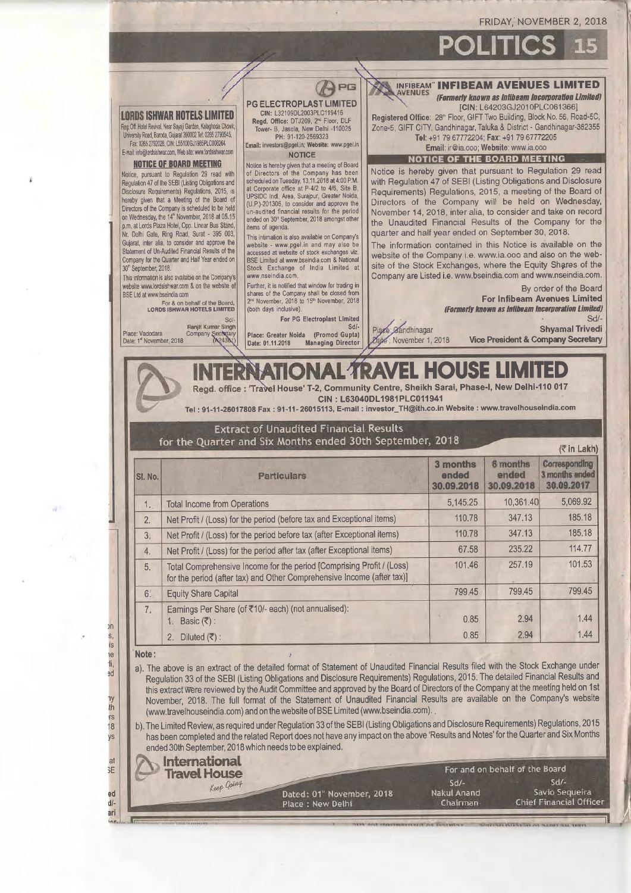## LORDS ISHWAR HOTELS LIMITED

Reg. Off: Hotel Revival, Near Sayaji Garden, Kalaghoda Chowk, University Road, Baroda, Gujarat 390002 Tel: 0265 2793545, Fax: 0265 2792028, CIN: L55100GJ1985PLC008264
E-mail: info@lordsishwar.com, Web site: www.lordsishwar.com

### NOTICE OF BOARD MEETING

Notice, pursuant to Regulation 29 read with Regulation 47 of the SEBI (Listing Obligations and Disclosure Requirements) Regulations, 2015, is hereby given that a Meeting of the Board of Directors of the Company is scheduled to be held on Wednesday, the 14th November, 2018 at 05.15 p.m. at Lords Plaza Hotel, Opp. Linear Bus Stand, Nr. Delhi Gate, Ring Road, Surat - 395 003, Gujarat, inter alia, to consider and approve the Statement of Un-Audited Financial Results of the Company for the Quarter and Half Year ended on 30th September, 2018.

This information is also available on the Company's website www.lordsishwar.com & on the website of BSE Ltd at www.bseindia.com

For & on behalf of the Board,
LORDS ISHWAR HOTELS LIMITED
Sd/-
Ranjit Kumar Singh
Company Secretary

Place: Vadodara
Date: 1st November, 2018

## PG ELECTROPLAST LIMITED

CIN: L32109DL2003PLC119416
Regd. Office: DTJ209, 2nd Floor, DLF Tower- B, Jasola, New Delhi -110025
PH: 91-120-2569323
Email: investors@pgel.in; Website: www.pgel.in

### NOTICE

Notice is hereby given that a meeting of Board of Directors of the Company has been scheduled on Tuesday, 13.11.2018 at 4:00 P.M. at Corporate office at P-4/2 to 4/6, Site B, UPSIDC Indl. Area, Surajpur, Greater Noida, (U.P.)-201306, to consider and approve the un-audited financial results for the period ended on 30th September, 2018 amongst other items of agenda.

This intimation is also available on Company's website - www.pgel.in and may also be accessed at website of stock exchanges viz. BSE Limited at www.bseindia.com & National Stock Exchange of India Limited at www.nseindia.com.

Further, it is notified that window for trading in shares of the Company shall be closed from 2nd November, 2018 to 15th November, 2018 (both days inclusive).

For PG Electroplast Limited
Sd/-
(Promod Gupta)
Managing Director

Place: Greater Noida
Date: 01.11.2018

## INFIBEAM AVENUES LIMITED

*(Formerly known as Infibeam Incorporation Limited)*
[CIN: L64203GJ2010PLC061366]

Registered Office: 28th Floor, GIFT Two Building, Block No. 56, Road-5C, Zone-5, GIFT CITY, Gandhinagar, Taluka & District - Gandhinagar-382355
Tel: +91 79 67772204; Fax: +91 79 67772205
Email: ir@ia.ooo; Website: www.ia.ooo

### NOTICE OF THE BOARD MEETING

Notice is hereby given that pursuant to Regulation 29 read with Regulation 47 of SEBI (Listing Obligations and Disclosure Requirements) Regulations, 2015, a meeting of the Board of Directors of the Company will be held on Wednesday, November 14, 2018, inter alia, to consider and take on record the Unaudited Financial Results of the Company for the quarter and half year ended on September 30, 2018.

The information contained in this Notice is available on the website of the Company i.e. www.ia.ooo and also on the web-site of the Stock Exchanges, where the Equity Shares of the Company are Listed i.e. www.bseindia.com and www.nseindia.com.

By order of the Board
For Infibeam Avenues Limited
*(Formerly known as Infibeam Incorporation Limited)*
Sd/-
Shyamal Trivedi
Vice President & Company Secretary

Place: Gandhinagar
Date: November 1, 2018

# INTERNATIONAL TRAVEL HOUSE LIMITED

Regd. office : 'Travel House' T-2, Community Centre, Sheikh Sarai, Phase-I, New Delhi-110 017
CIN : L63040DL1981PLC011941
Tel : 91-11-26017808 Fax : 91-11- 26015113, E-mail : investor_TH@ith.co.in Website : www.travelhouseindia.com

## Extract of Unaudited Financial Results for the Quarter and Six Months ended 30th September, 2018

(₹ in Lakh)

| Sl. No. | Particulars | 3 months ended 30.09.2018 | 6 months ended 30.09.2018 | Corresponding 3 months ended 30.09.2017 |
|---|---|---|---|---|
| 1. | Total Income from Operations | 5,145.25 | 10,361.40 | 5,069.92 |
| 2. | Net Profit / (Loss) for the period (before tax and Exceptional items) | 110.78 | 347.13 | 185.18 |
| 3. | Net Profit / (Loss) for the period before tax (after Exceptional items) | 110.78 | 347.13 | 185.18 |
| 4. | Net Profit / (Loss) for the period after tax (after Exceptional items) | 67.58 | 235.22 | 114.77 |
| 5. | Total Comprehensive Income for the period [Comprising Profit / (Loss) for the period (after tax) and Other Comprehensive Income (after tax)] | 101.46 | 257.19 | 101.53 |
| 6. | Equity Share Capital | 799.45 | 799.45 | 799.45 |
| 7. | Earnings Per Share (of ₹10/- each) (not annualised): | | | |
| | 1. Basic (₹) : | 0.85 | 2.94 | 1.44 |
| | 2. Diluted (₹) : | 0.85 | 2.94 | 1.44 |

**Note :**

a). The above is an extract of the detailed format of Statement of Unaudited Financial Results filed with the Stock Exchange under Regulation 33 of the SEBI (Listing Obligations and Disclosure Requirements) Regulations, 2015. The detailed Financial Results and this extract were reviewed by the Audit Committee and approved by the Board of Directors of the Company at the meeting held on 1st November, 2018. The full format of the Statement of Unaudited Financial Results are available on the Company's website (www.travelhouseindia.com) and on the website of BSE Limited (www.bseindia.com). .

b). The Limited Review, as required under Regulation 33 of the SEBI (Listing Obligations and Disclosure Requirements) Regulations, 2015 has been completed and the related Report does not have any impact on the above 'Results and Notes' for the Quarter and Six Months ended 30th September, 2018 which needs to be explained.

International Travel House
*Keep Going*

Dated: 01st November, 2018
Place : New Delhi

For and on behalf of the Board

Sd/-
Nakul Anand
Chairman

Sd/-
Savio Sequeira
Chief Financial Officer